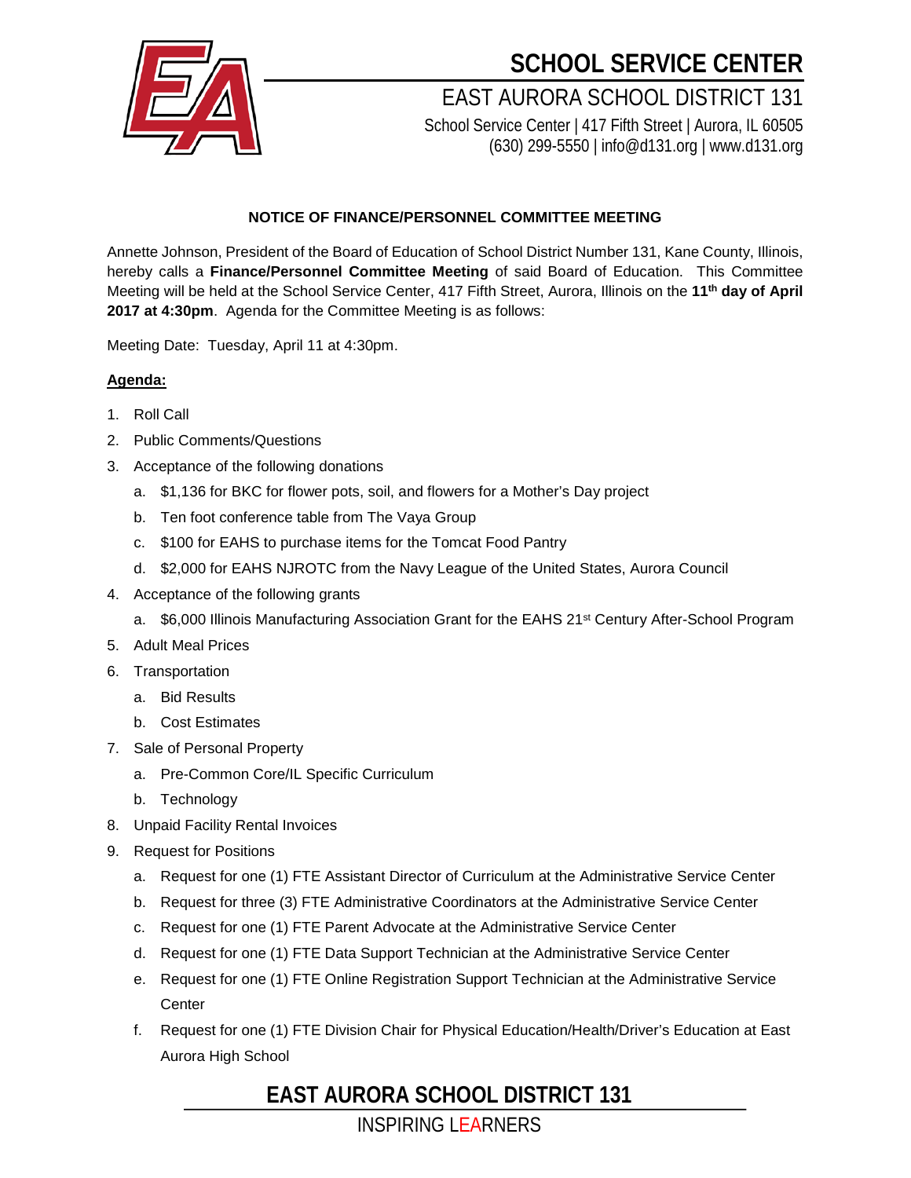# SCHOOL SERVICE CENTER

EAST AURORA SCHOOL DISTRICT 131

School Service Center | 417 Fifth Street | Aurora, IL 60505
(630) 299-5550 | info@d131.org | www.d131.org

**NOTICE OF FINANCE/PERSONNEL COMMITTEE MEETING**

Annette Johnson, President of the Board of Education of School District Number 131, Kane County, Illinois, hereby calls a **Finance/Personnel Committee Meeting** of said Board of Education. This Committee Meeting will be held at the School Service Center, 417 Fifth Street, Aurora, Illinois on the **11th day of April 2017 at 4:30pm**. Agenda for the Committee Meeting is as follows:

Meeting Date: Tuesday, April 11 at 4:30pm.

**Agenda:**

1. Roll Call
2. Public Comments/Questions
3. Acceptance of the following donations
   a. $1,136 for BKC for flower pots, soil, and flowers for a Mother's Day project
   b. Ten foot conference table from The Vaya Group
   c. $100 for EAHS to purchase items for the Tomcat Food Pantry
   d. $2,000 for EAHS NJROTC from the Navy League of the United States, Aurora Council
4. Acceptance of the following grants
   a. $6,000 Illinois Manufacturing Association Grant for the EAHS 21st Century After-School Program
5. Adult Meal Prices
6. Transportation
   a. Bid Results
   b. Cost Estimates
7. Sale of Personal Property
   a. Pre-Common Core/IL Specific Curriculum
   b. Technology
8. Unpaid Facility Rental Invoices
9. Request for Positions
   a. Request for one (1) FTE Assistant Director of Curriculum at the Administrative Service Center
   b. Request for three (3) FTE Administrative Coordinators at the Administrative Service Center
   c. Request for one (1) FTE Parent Advocate at the Administrative Service Center
   d. Request for one (1) FTE Data Support Technician at the Administrative Service Center
   e. Request for one (1) FTE Online Registration Support Technician at the Administrative Service Center
   f. Request for one (1) FTE Division Chair for Physical Education/Health/Driver's Education at East Aurora High School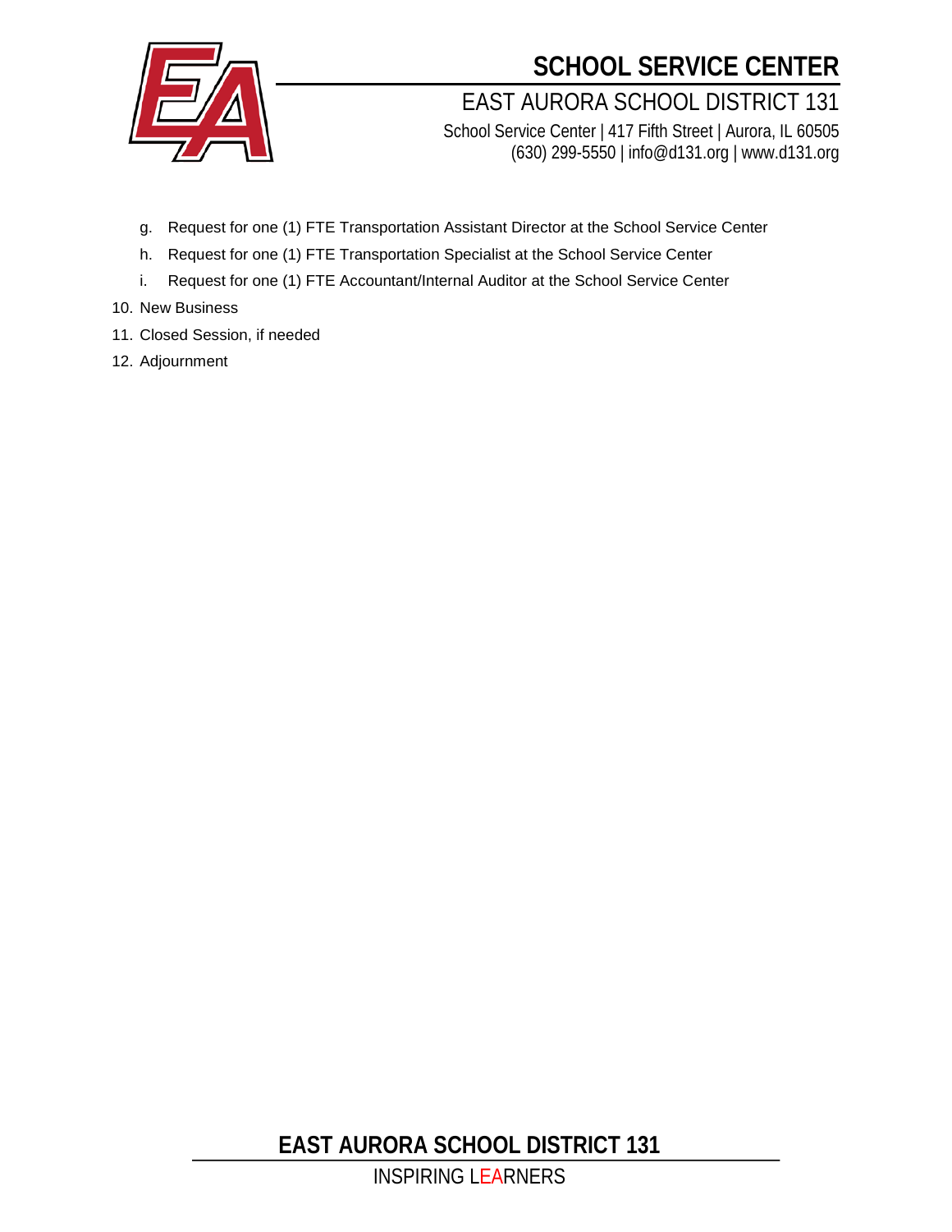g. Request for one (1) FTE Transportation Assistant Director at the School Service Center
h. Request for one (1) FTE Transportation Specialist at the School Service Center
i. Request for one (1) FTE Accountant/Internal Auditor at the School Service Center

10. New Business
11. Closed Session, if needed
12. Adjournment